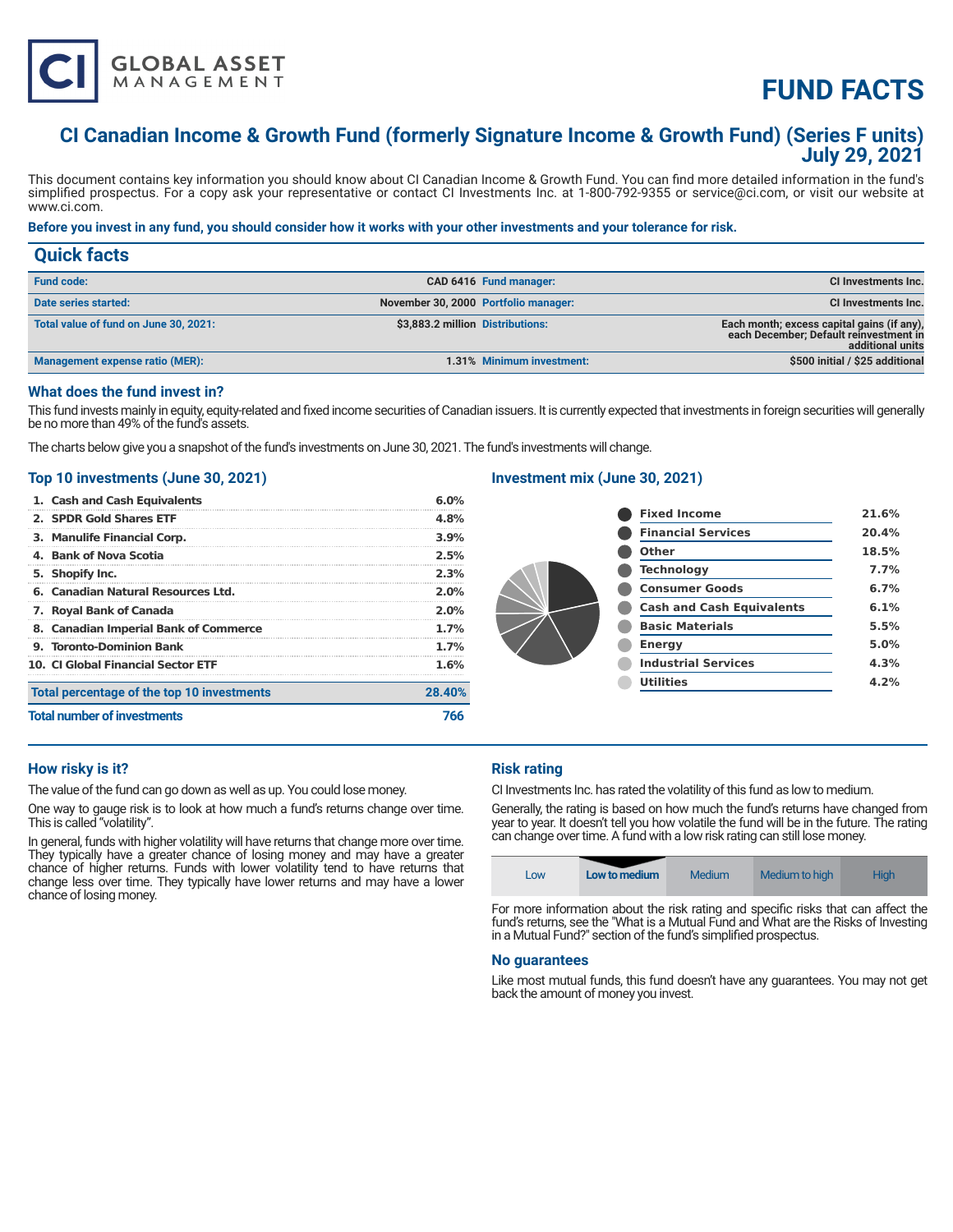# FUND FACTS

## CI Canadian Income & Growth Fund (formerly Signature Income & Growth Fund) (Series F units) July 29, 2021

This document contains key information you should know about CI Canadian Income & Growth Fund. You can find more detailed information in the fund's simplified prospectus. For a copy ask your representative or contact CI Investments Inc. at 1-800-792-9355 or service@ci.com, or visit our website at www.ci.com.

**Before you invest in any fund, you should consider how it works with your other investments and your tolerance for risk.**

## Quick facts

| | | | |
|---|---|---|---|
| **Fund code:** | CAD 6416 | **Fund manager:** | CI Investments Inc. |
| **Date series started:** | November 30, 2000 | **Portfolio manager:** | CI Investments Inc. |
| **Total value of fund on June 30, 2021:** | $3,883.2 million | **Distributions:** | Each month; excess capital gains (if any), each December; Default reinvestment in additional units |
| **Management expense ratio (MER):** | 1.31% | **Minimum investment:** | $500 initial / $25 additional |

### What does the fund invest in?

This fund invests mainly in equity, equity-related and fixed income securities of Canadian issuers. It is currently expected that investments in foreign securities will generally be no more than 49% of the fund's assets.

The charts below give you a snapshot of the fund's investments on June 30, 2021. The fund's investments will change.

### Top 10 investments (June 30, 2021)

| | |
|---|---|
| 1. Cash and Cash Equivalents | 6.0% |
| 2. SPDR Gold Shares ETF | 4.8% |
| 3. Manulife Financial Corp. | 3.9% |
| 4. Bank of Nova Scotia | 2.5% |
| 5. Shopify Inc. | 2.3% |
| 6. Canadian Natural Resources Ltd. | 2.0% |
| 7. Royal Bank of Canada | 2.0% |
| 8. Canadian Imperial Bank of Commerce | 1.7% |
| 9. Toronto-Dominion Bank | 1.7% |
| 10. CI Global Financial Sector ETF | 1.6% |
| **Total percentage of the top 10 investments** | **28.40%** |
| **Total number of investments** | **766** |

### Investment mix (June 30, 2021)

| | |
|---|---|
| Fixed Income | 21.6% |
| Financial Services | 20.4% |
| Other | 18.5% |
| Technology | 7.7% |
| Consumer Goods | 6.7% |
| Cash and Cash Equivalents | 6.1% |
| Basic Materials | 5.5% |
| Energy | 5.0% |
| Industrial Services | 4.3% |
| Utilities | 4.2% |

### How risky is it?

The value of the fund can go down as well as up. You could lose money.

One way to gauge risk is to look at how much a fund's returns change over time. This is called "volatility".

In general, funds with higher volatility will have returns that change more over time. They typically have a greater chance of losing money and may have a greater chance of higher returns. Funds with lower volatility tend to have returns that change less over time. They typically have lower returns and may have a lower chance of losing money.

### Risk rating

CI Investments Inc. has rated the volatility of this fund as low to medium.

Generally, the rating is based on how much the fund's returns have changed from year to year. It doesn't tell you how volatile the fund will be in the future. The rating can change over time. A fund with a low risk rating can still lose money.

| Low | **Low to medium** | Medium | Medium to high | High |
|---|---|---|---|---|

For more information about the risk rating and specific risks that can affect the fund's returns, see the "What is a Mutual Fund and What are the Risks of Investing in a Mutual Fund?" section of the fund's simplified prospectus.

### No guarantees

Like most mutual funds, this fund doesn't have any guarantees. You may not get back the amount of money you invest.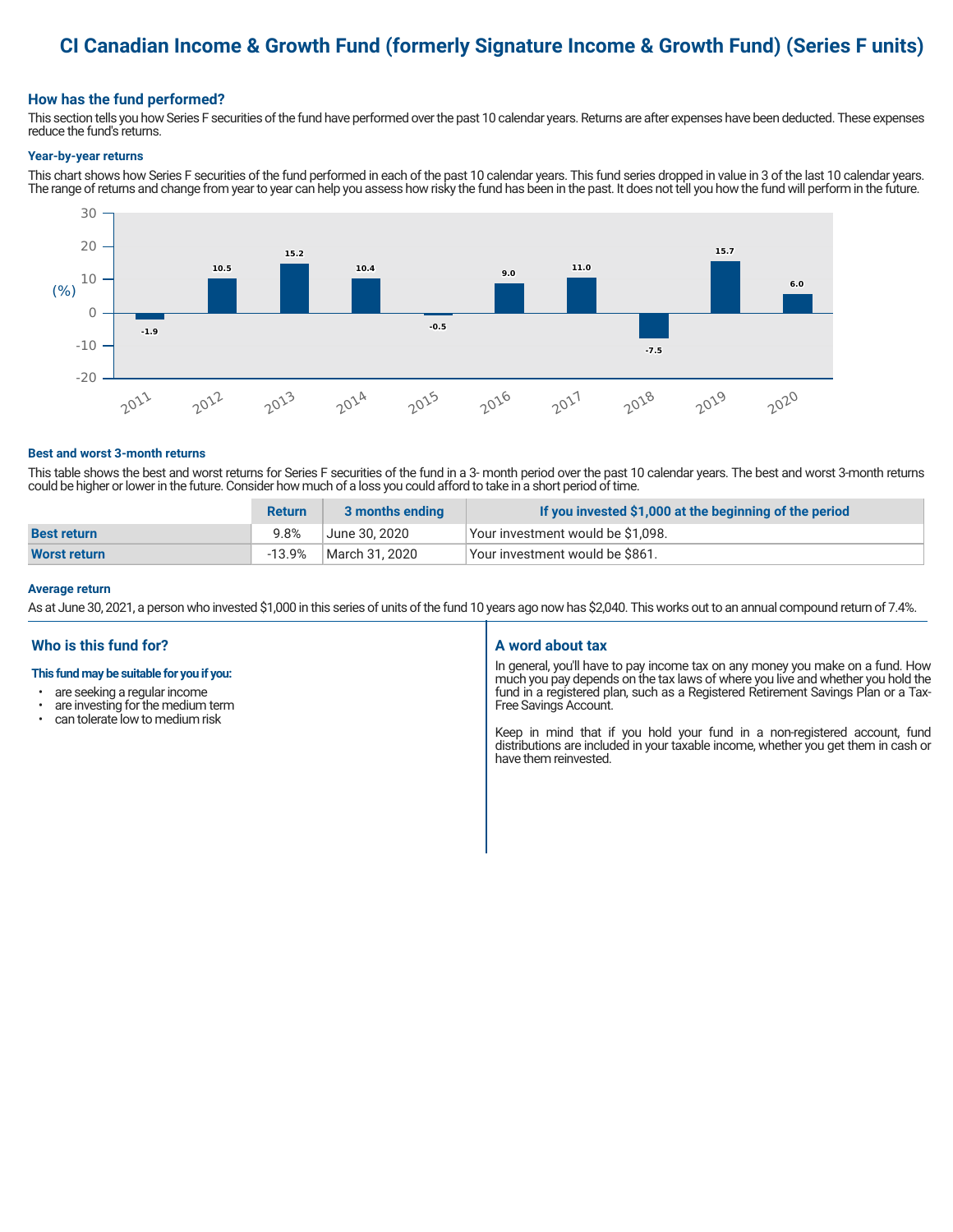# CI Canadian Income & Growth Fund (formerly Signature Income & Growth Fund) (Series F units)

## How has the fund performed?

This section tells you how Series F securities of the fund have performed over the past 10 calendar years. Returns are after expenses have been deducted. These expenses reduce the fund's returns.

### Year-by-year returns

This chart shows how Series F securities of the fund performed in each of the past 10 calendar years. This fund series dropped in value in 3 of the last 10 calendar years. The range of returns and change from year to year can help you assess how risky the fund has been in the past. It does not tell you how the fund will perform in the future.

| Year | Return (%) |
|---|---|
| 2011 | -1.9 |
| 2012 | 10.5 |
| 2013 | 15.2 |
| 2014 | 10.4 |
| 2015 | -0.5 |
| 2016 | 9.0 |
| 2017 | 11.0 |
| 2018 | -7.5 |
| 2019 | 15.7 |
| 2020 | 6.0 |

### Best and worst 3-month returns

This table shows the best and worst returns for Series F securities of the fund in a 3- month period over the past 10 calendar years. The best and worst 3-month returns could be higher or lower in the future. Consider how much of a loss you could afford to take in a short period of time.

| | Return | 3 months ending | If you invested $1,000 at the beginning of the period |
|---|---|---|---|
| **Best return** | 9.8% | June 30, 2020 | Your investment would be $1,098. |
| **Worst return** | -13.9% | March 31, 2020 | Your investment would be $861. |

### Average return

As at June 30, 2021, a person who invested $1,000 in this series of units of the fund 10 years ago now has $2,040. This works out to an annual compound return of 7.4%.

## Who is this fund for?

**This fund may be suitable for you if you:**

- are seeking a regular income
- are investing for the medium term
- can tolerate low to medium risk

## A word about tax

In general, you'll have to pay income tax on any money you make on a fund. How much you pay depends on the tax laws of where you live and whether you hold the fund in a registered plan, such as a Registered Retirement Savings Plan or a Tax-Free Savings Account.

Keep in mind that if you hold your fund in a non-registered account, fund distributions are included in your taxable income, whether you get them in cash or have them reinvested.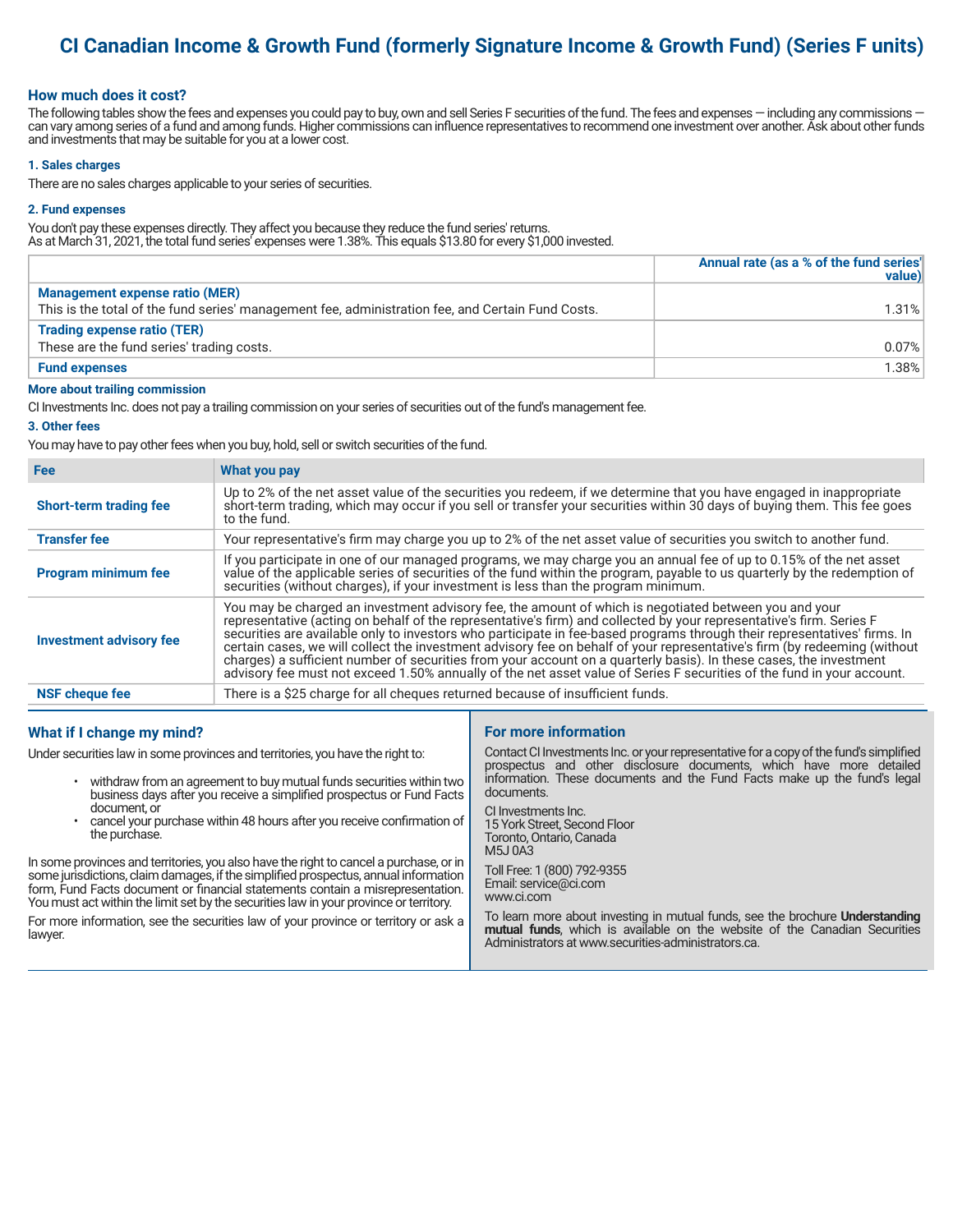# CI Canadian Income & Growth Fund (formerly Signature Income & Growth Fund) (Series F units)

## How much does it cost?

The following tables show the fees and expenses you could pay to buy, own and sell Series F securities of the fund. The fees and expenses — including any commissions — can vary among series of a fund and among funds. Higher commissions can influence representatives to recommend one investment over another. Ask about other funds and investments that may be suitable for you at a lower cost.

### 1. Sales charges

There are no sales charges applicable to your series of securities.

### 2. Fund expenses

You don't pay these expenses directly. They affect you because they reduce the fund series' returns.
As at March 31, 2021, the total fund series' expenses were 1.38%. This equals $13.80 for every $1,000 invested.

| | Annual rate (as a % of the fund series' value) |
|---|---|
| **Management expense ratio (MER)**<br>This is the total of the fund series' management fee, administration fee, and Certain Fund Costs. | 1.31% |
| **Trading expense ratio (TER)**<br>These are the fund series' trading costs. | 0.07% |
| **Fund expenses** | 1.38% |

#### More about trailing commission

CI Investments Inc. does not pay a trailing commission on your series of securities out of the fund's management fee.

### 3. Other fees

You may have to pay other fees when you buy, hold, sell or switch securities of the fund.

| Fee | What you pay |
|---|---|
| **Short-term trading fee** | Up to 2% of the net asset value of the securities you redeem, if we determine that you have engaged in inappropriate short-term trading, which may occur if you sell or transfer your securities within 30 days of buying them. This fee goes to the fund. |
| **Transfer fee** | Your representative's firm may charge you up to 2% of the net asset value of securities you switch to another fund. |
| **Program minimum fee** | If you participate in one of our managed programs, we may charge you an annual fee of up to 0.15% of the net asset value of the applicable series of securities of the fund within the program, payable to us quarterly by the redemption of securities (without charges), if your investment is less than the program minimum. |
| **Investment advisory fee** | You may be charged an investment advisory fee, the amount of which is negotiated between you and your representative (acting on behalf of the representative's firm) and collected by your representative's firm. Series F securities are available only to investors who participate in fee-based programs through their representatives' firms. In certain cases, we will collect the investment advisory fee on behalf of your representative's firm (by redeeming (without charges) a sufficient number of securities from your account on a quarterly basis). In these cases, the investment advisory fee must not exceed 1.50% annually of the net asset value of Series F securities of the fund in your account. |
| **NSF cheque fee** | There is a $25 charge for all cheques returned because of insufficient funds. |

## What if I change my mind?

Under securities law in some provinces and territories, you have the right to:

- withdraw from an agreement to buy mutual funds securities within two business days after you receive a simplified prospectus or Fund Facts document, or
- cancel your purchase within 48 hours after you receive confirmation of the purchase.

In some provinces and territories, you also have the right to cancel a purchase, or in some jurisdictions, claim damages, if the simplified prospectus, annual information form, Fund Facts document or financial statements contain a misrepresentation. You must act within the limit set by the securities law in your province or territory.

For more information, see the securities law of your province or territory or ask a lawyer.

## For more information

Contact CI Investments Inc. or your representative for a copy of the fund's simplified prospectus and other disclosure documents, which have more detailed information. These documents and the Fund Facts make up the fund's legal documents.

CI Investments Inc.
15 York Street, Second Floor
Toronto, Ontario, Canada
M5J 0A3

Toll Free: 1 (800) 792-9355
Email: service@ci.com
www.ci.com

To learn more about investing in mutual funds, see the brochure **Understanding mutual funds**, which is available on the website of the Canadian Securities Administrators at www.securities-administrators.ca.